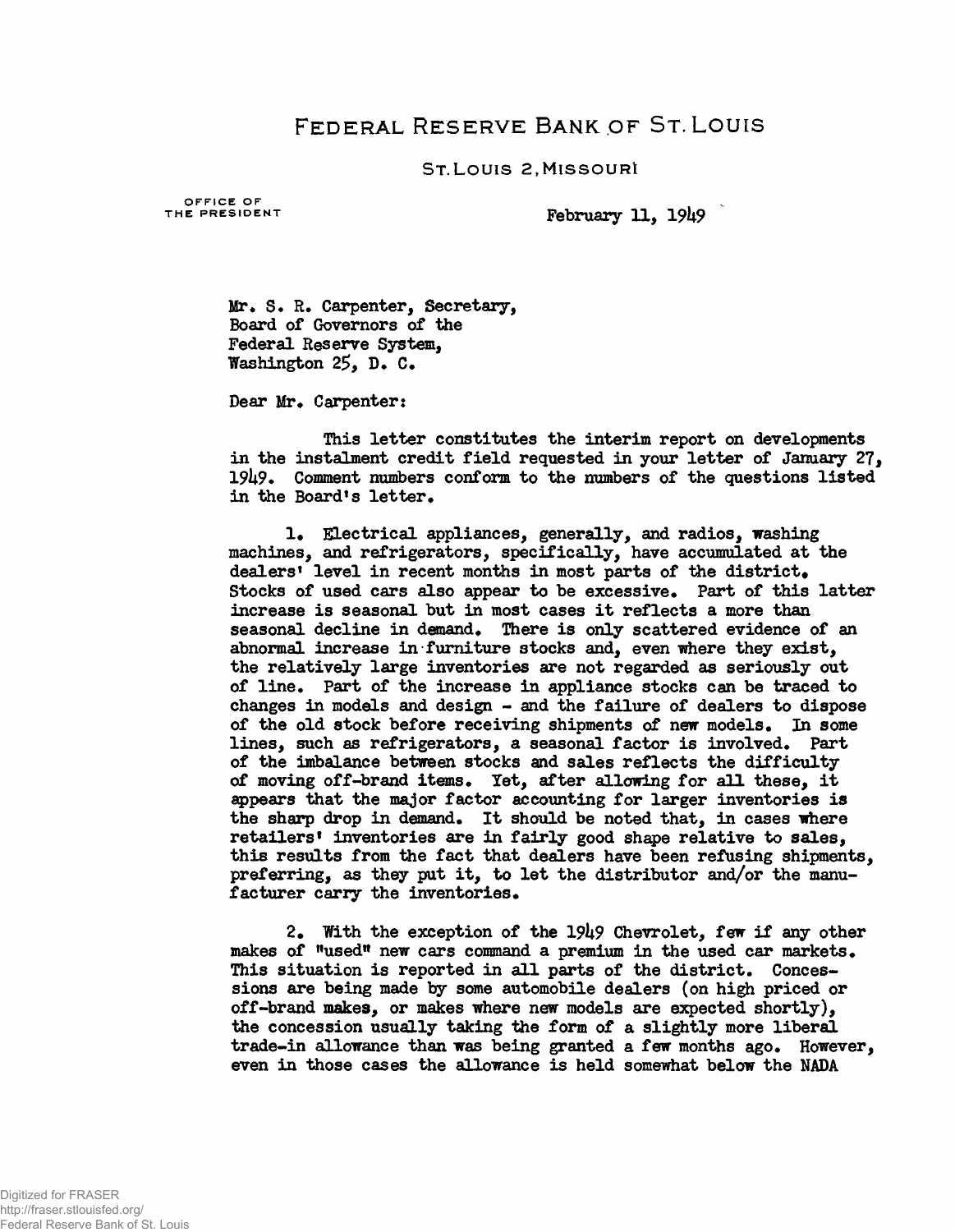# FEDERAL RESERVE BANK OF ST. LOUIS

ST. LOUIS 2, MISSOURI

OFFICE OF THE PRESIDENT

February 11, 1949

Mr. S. R. Carpenter, Secretary,
Board of Governors of the
Federal Reserve System,
Washington 25, D. C.

Dear Mr. Carpenter:

This letter constitutes the interim report on developments in the instalment credit field requested in your letter of January 27, 1949. Comment numbers conform to the numbers of the questions listed in the Board's letter.

1. Electrical appliances, generally, and radios, washing machines, and refrigerators, specifically, have accumulated at the dealers' level in recent months in most parts of the district. Stocks of used cars also appear to be excessive. Part of this latter increase is seasonal but in most cases it reflects a more than seasonal decline in demand. There is only scattered evidence of an abnormal increase in furniture stocks and, even where they exist, the relatively large inventories are not regarded as seriously out of line. Part of the increase in appliance stocks can be traced to changes in models and design - and the failure of dealers to dispose of the old stock before receiving shipments of new models. In some lines, such as refrigerators, a seasonal factor is involved. Part of the imbalance between stocks and sales reflects the difficulty of moving off-brand items. Yet, after allowing for all these, it appears that the major factor accounting for larger inventories is the sharp drop in demand. It should be noted that, in cases where retailers' inventories are in fairly good shape relative to sales, this results from the fact that dealers have been refusing shipments, preferring, as they put it, to let the distributor and/or the manufacturer carry the inventories.

2. With the exception of the 1949 Chevrolet, few if any other makes of "used" new cars command a premium in the used car markets. This situation is reported in all parts of the district. Concessions are being made by some automobile dealers (on high priced or off-brand makes, or makes where new models are expected shortly), the concession usually taking the form of a slightly more liberal trade-in allowance than was being granted a few months ago. However, even in those cases the allowance is held somewhat below the NADA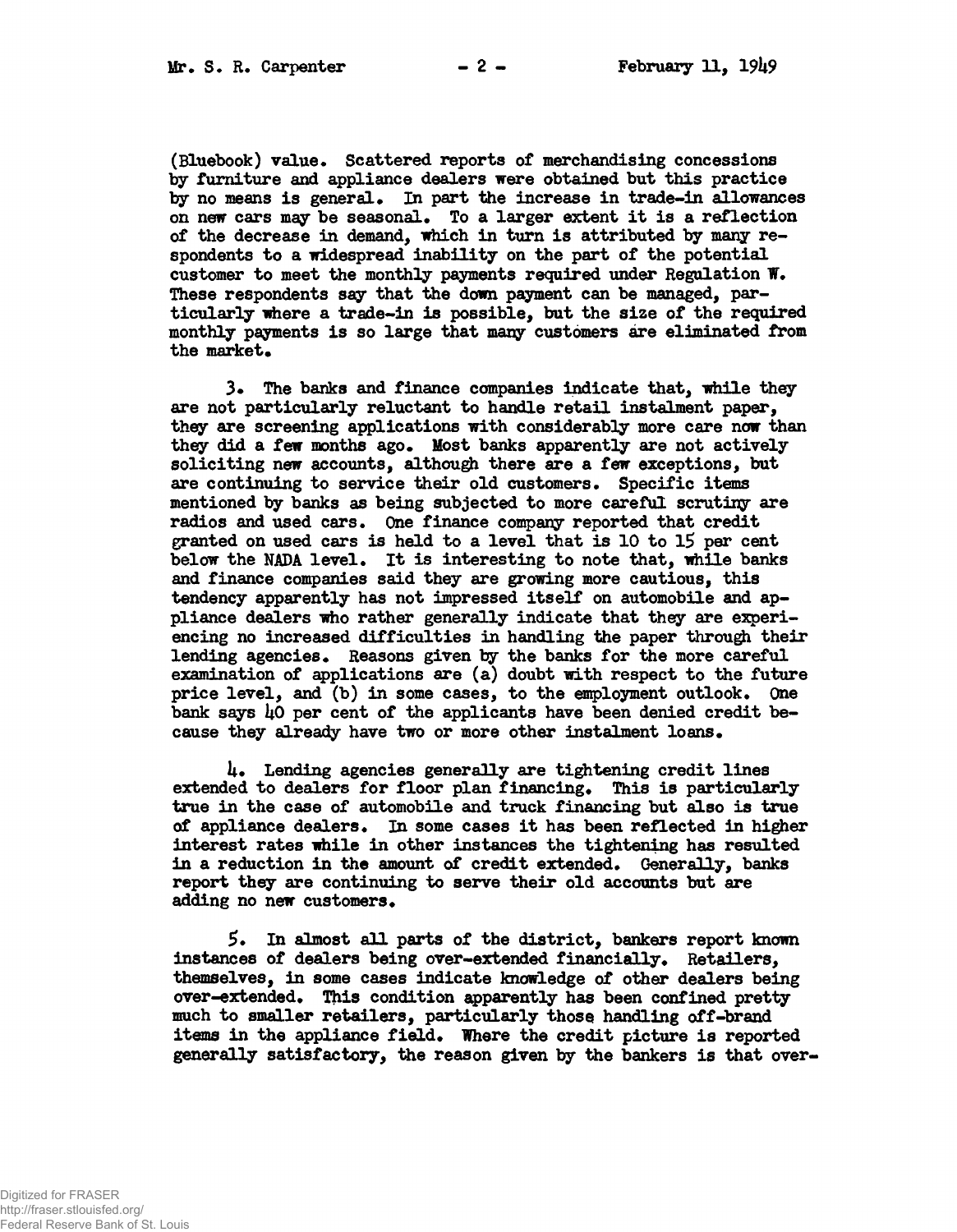(Bluebook) value. Scattered reports of merchandising concessions by furniture and appliance dealers were obtained but this practice by no means is general. In part the increase in trade-in allowances on new cars may be seasonal. To a larger extent it is a reflection of the decrease in demand, which in turn is attributed by many respondents to a widespread inability on the part of the potential customer to meet the monthly payments required under Regulation W. These respondents say that the down payment can be managed, particularly where a trade-in is possible, but the size of the required monthly payments is so large that many customers are eliminated from the market.

3. The banks and finance companies indicate that, while they are not particularly reluctant to handle retail instalment paper, they are screening applications with considerably more care now than they did a few months ago. Most banks apparently are not actively soliciting new accounts, although there are a few exceptions, but are continuing to service their old customers. Specific items mentioned by banks as being subjected to more careful scrutiny are radios and used cars. One finance company reported that credit granted on used cars is held to a level that is 10 to 15 per cent below the NADA level. It is interesting to note that, while banks and finance companies said they are growing more cautious, this tendency apparently has not impressed itself on automobile and appliance dealers who rather generally indicate that they are experiencing no increased difficulties in handling the paper through their lending agencies. Reasons given by the banks for the more careful examination of applications are (a) doubt with respect to the future price level, and (b) in some cases, to the employment outlook. One bank says 40 per cent of the applicants have been denied credit because they already have two or more other instalment loans.

4. Lending agencies generally are tightening credit lines extended to dealers for floor plan financing. This is particularly true in the case of automobile and truck financing but also is true of appliance dealers. In some cases it has been reflected in higher interest rates while in other instances the tightening has resulted in a reduction in the amount of credit extended. Generally, banks report they are continuing to serve their old accounts but are adding no new customers.

5. In almost all parts of the district, bankers report known instances of dealers being over-extended financially. Retailers, themselves, in some cases indicate knowledge of other dealers being over-extended. This condition apparently has been confined pretty much to smaller retailers, particularly those handling off-brand items in the appliance field. Where the credit picture is reported generally satisfactory, the reason given by the bankers is that over-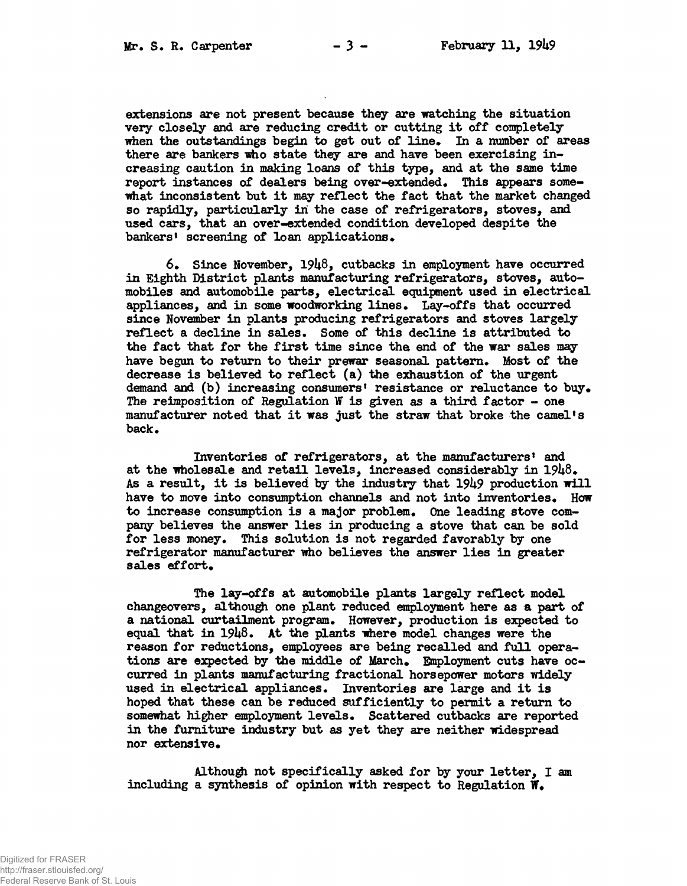extensions are not present because they are watching the situation very closely and are reducing credit or cutting it off completely when the outstandings begin to get out of line. In a number of areas there are bankers who state they are and have been exercising increasing caution in making loans of this type, and at the same time report instances of dealers being over-extended. This appears somewhat inconsistent but it may reflect the fact that the market changed so rapidly, particularly in the case of refrigerators, stoves, and used cars, that an over-extended condition developed despite the bankers' screening of loan applications.

6. Since November, 1948, cutbacks in employment have occurred in Eighth District plants manufacturing refrigerators, stoves, automobiles and automobile parts, electrical equipment used in electrical appliances, and in some woodworking lines. Lay-offs that occurred since November in plants producing refrigerators and stoves largely reflect a decline in sales. Some of this decline is attributed to the fact that for the first time since the end of the war sales may have begun to return to their prewar seasonal pattern. Most of the decrease is believed to reflect (a) the exhaustion of the urgent demand and (b) increasing consumers' resistance or reluctance to buy. The reimposition of Regulation W is given as a third factor - one manufacturer noted that it was just the straw that broke the camel's back.

Inventories of refrigerators, at the manufacturers' and at the wholesale and retail levels, increased considerably in 1948. As a result, it is believed by the industry that 1949 production will have to move into consumption channels and not into inventories. How to increase consumption is a major problem. One leading stove company believes the answer lies in producing a stove that can be sold for less money. This solution is not regarded favorably by one refrigerator manufacturer who believes the answer lies in greater sales effort.

The lay-offs at automobile plants largely reflect model changeovers, although one plant reduced employment here as a part of a national curtailment program. However, production is expected to equal that in 1948. At the plants where model changes were the reason for reductions, employees are being recalled and full operations are expected by the middle of March. Employment cuts have occurred in plants manufacturing fractional horsepower motors widely used in electrical appliances. Inventories are large and it is hoped that these can be reduced sufficiently to permit a return to somewhat higher employment levels. Scattered cutbacks are reported in the furniture industry but as yet they are neither widespread nor extensive.

Although not specifically asked for by your letter, I am including a synthesis of opinion with respect to Regulation W.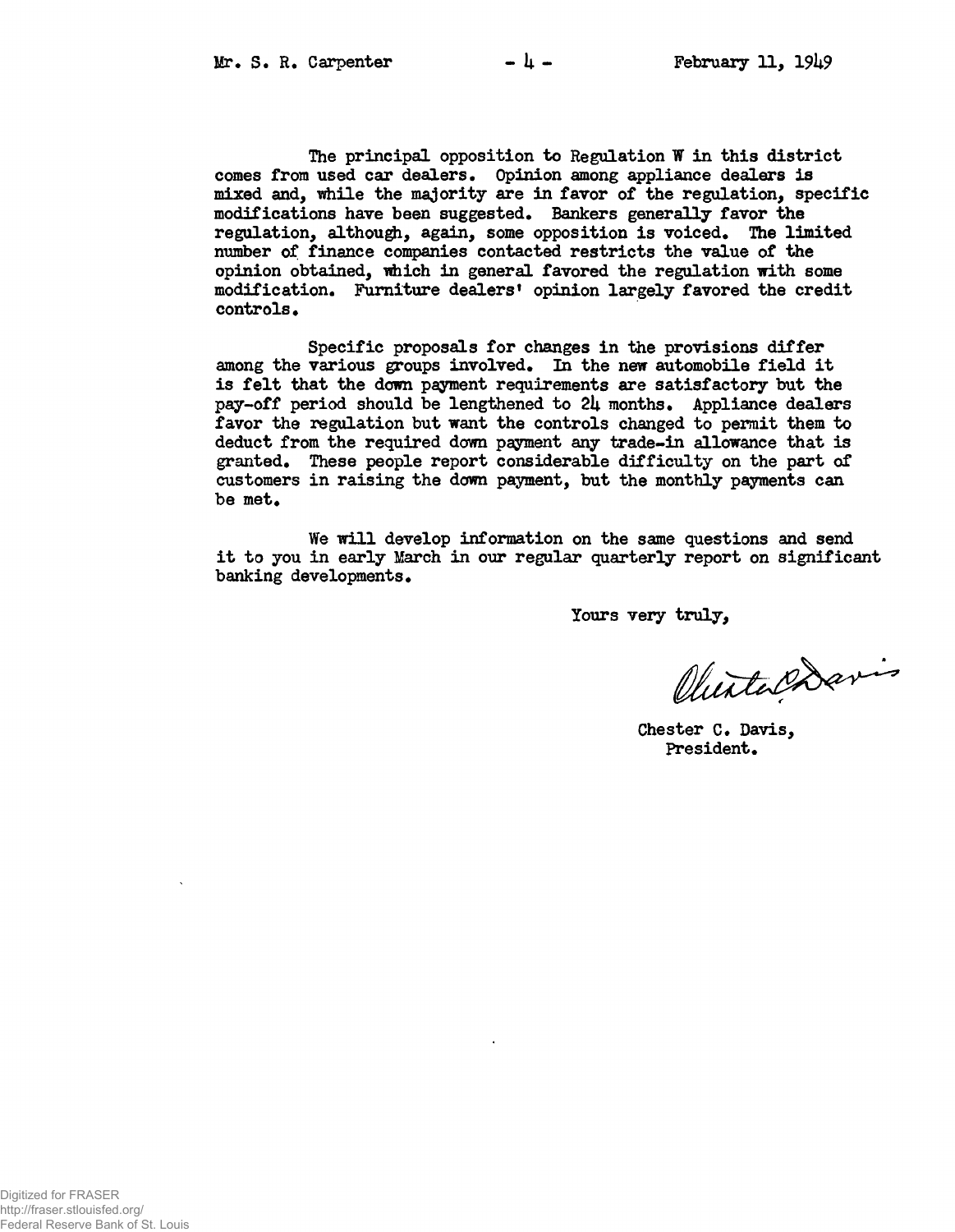The principal opposition to Regulation W in this district comes from used car dealers. Opinion among appliance dealers is mixed and, while the majority are in favor of the regulation, specific modifications have been suggested. Bankers generally favor the regulation, although, again, some opposition is voiced. The limited number of finance companies contacted restricts the value of the opinion obtained, which in general favored the regulation with some modification. Furniture dealers' opinion largely favored the credit controls.

Specific proposals for changes in the provisions differ among the various groups involved. In the new automobile field it is felt that the down payment requirements are satisfactory but the pay-off period should be lengthened to 24 months. Appliance dealers favor the regulation but want the controls changed to permit them to deduct from the required down payment any trade-in allowance that is granted. These people report considerable difficulty on the part of customers in raising the down payment, but the monthly payments can be met.

We will develop information on the same questions and send it to you in early March in our regular quarterly report on significant banking developments.

Yours very truly,

Chester C. Davis

Chester C. Davis,
President.

Digitized for FRASER
http://fraser.stlouisfed.org/
Federal Reserve Bank of St. Louis